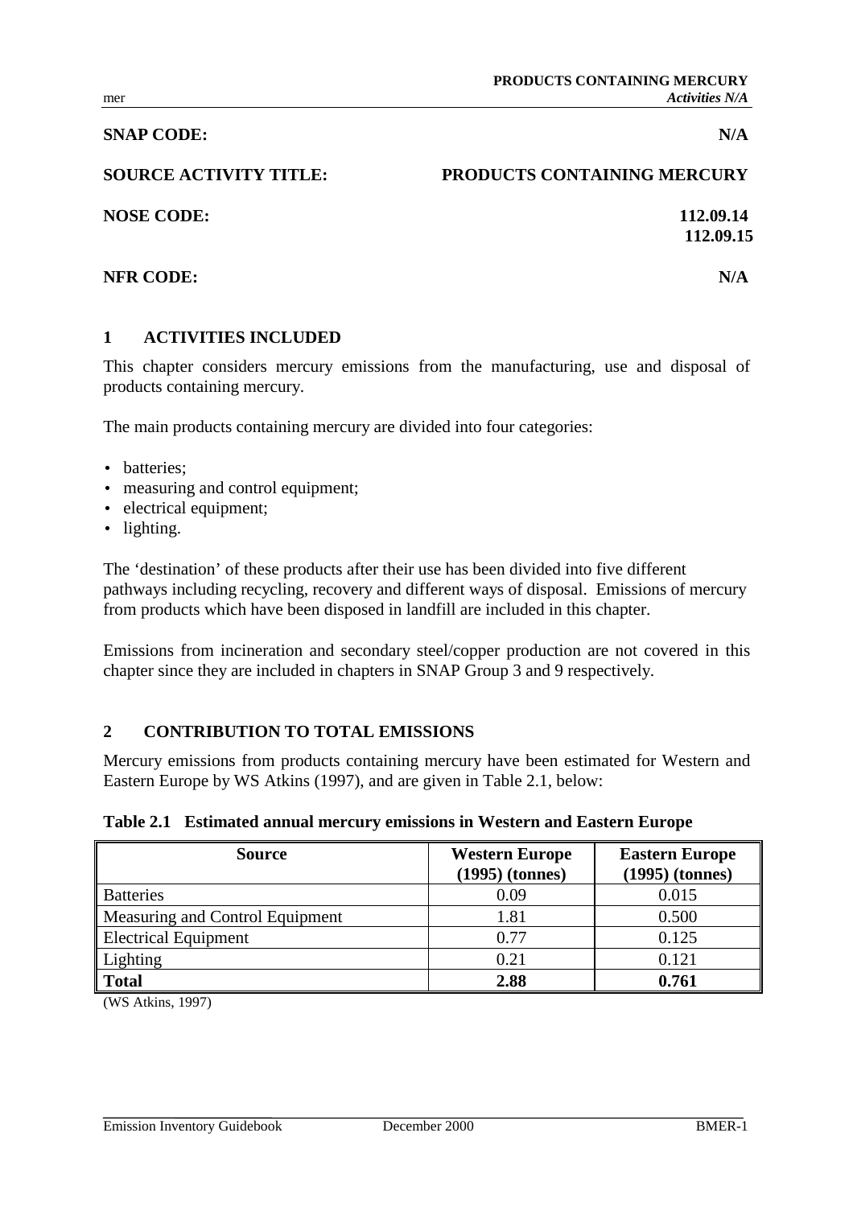**SNAP CODE:** N/A

**SOURCE ACTIVITY TITLE:** PRODUCTS CONTAINING MERCURY

**NOSE CODE:** 112.09.14
112.09.15

**NFR CODE:** N/A

## 1 ACTIVITIES INCLUDED

This chapter considers mercury emissions from the manufacturing, use and disposal of products containing mercury.

The main products containing mercury are divided into four categories:

- batteries;
- measuring and control equipment;
- electrical equipment;
- lighting.

The 'destination' of these products after their use has been divided into five different pathways including recycling, recovery and different ways of disposal. Emissions of mercury from products which have been disposed in landfill are included in this chapter.

Emissions from incineration and secondary steel/copper production are not covered in this chapter since they are included in chapters in SNAP Group 3 and 9 respectively.

## 2 CONTRIBUTION TO TOTAL EMISSIONS

Mercury emissions from products containing mercury have been estimated for Western and Eastern Europe by WS Atkins (1997), and are given in Table 2.1, below:

**Table 2.1 Estimated annual mercury emissions in Western and Eastern Europe**

| Source | Western Europe (1995) (tonnes) | Eastern Europe (1995) (tonnes) |
|---|---|---|
| Batteries | 0.09 | 0.015 |
| Measuring and Control Equipment | 1.81 | 0.500 |
| Electrical Equipment | 0.77 | 0.125 |
| Lighting | 0.21 | 0.121 |
| **Total** | **2.88** | **0.761** |

(WS Atkins, 1997)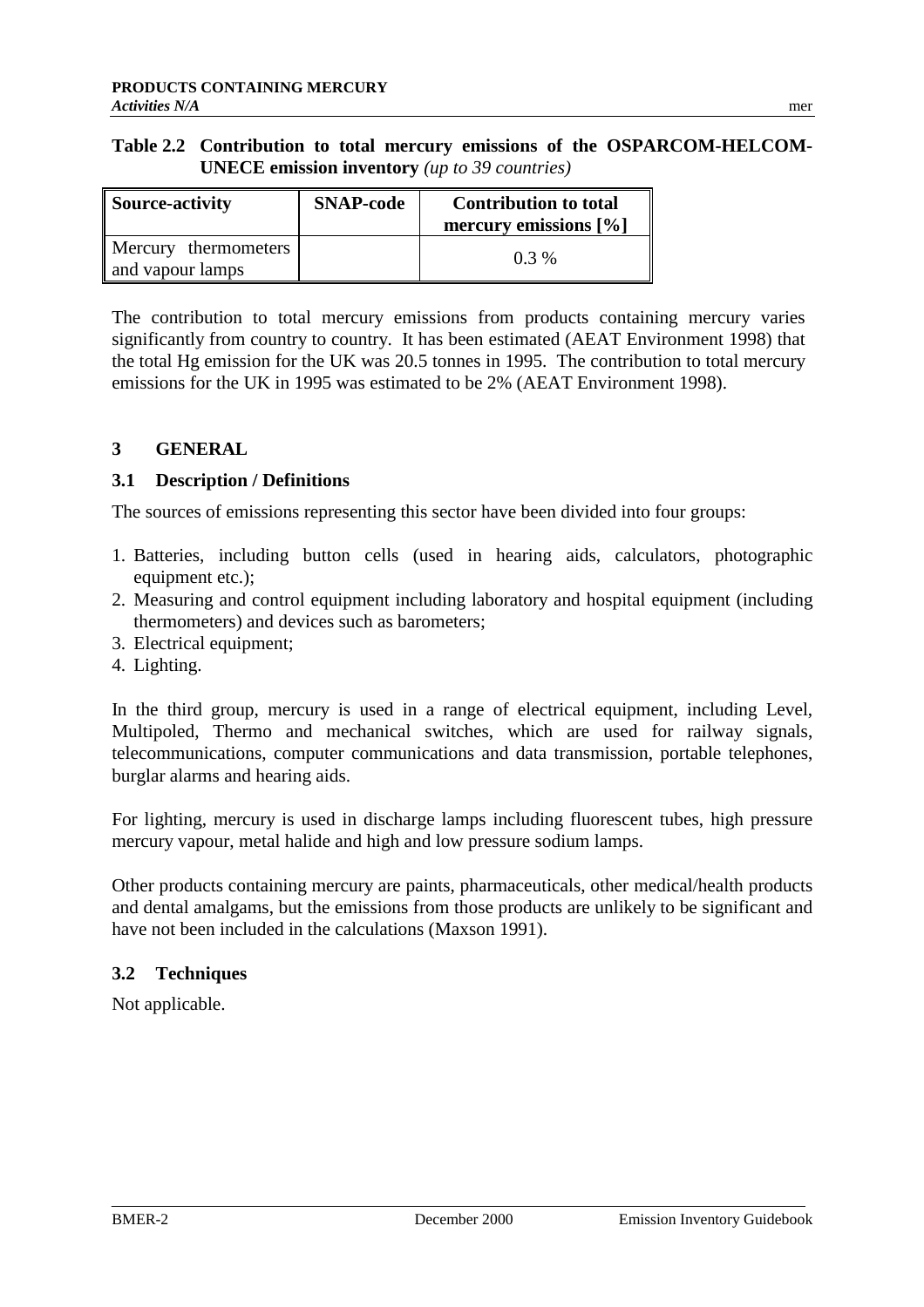**Table 2.2 Contribution to total mercury emissions of the OSPARCOM-HELCOM-UNECE emission inventory** *(up to 39 countries)*

| Source-activity | SNAP-code | Contribution to total mercury emissions [%] |
|---|---|---|
| Mercury thermometers and vapour lamps | | 0.3 % |

The contribution to total mercury emissions from products containing mercury varies significantly from country to country. It has been estimated (AEAT Environment 1998) that the total Hg emission for the UK was 20.5 tonnes in 1995. The contribution to total mercury emissions for the UK in 1995 was estimated to be 2% (AEAT Environment 1998).

## 3 GENERAL

### 3.1 Description / Definitions

The sources of emissions representing this sector have been divided into four groups:

1. Batteries, including button cells (used in hearing aids, calculators, photographic equipment etc.);
2. Measuring and control equipment including laboratory and hospital equipment (including thermometers) and devices such as barometers;
3. Electrical equipment;
4. Lighting.

In the third group, mercury is used in a range of electrical equipment, including Level, Multipoled, Thermo and mechanical switches, which are used for railway signals, telecommunications, computer communications and data transmission, portable telephones, burglar alarms and hearing aids.

For lighting, mercury is used in discharge lamps including fluorescent tubes, high pressure mercury vapour, metal halide and high and low pressure sodium lamps.

Other products containing mercury are paints, pharmaceuticals, other medical/health products and dental amalgams, but the emissions from those products are unlikely to be significant and have not been included in the calculations (Maxson 1991).

### 3.2 Techniques

Not applicable.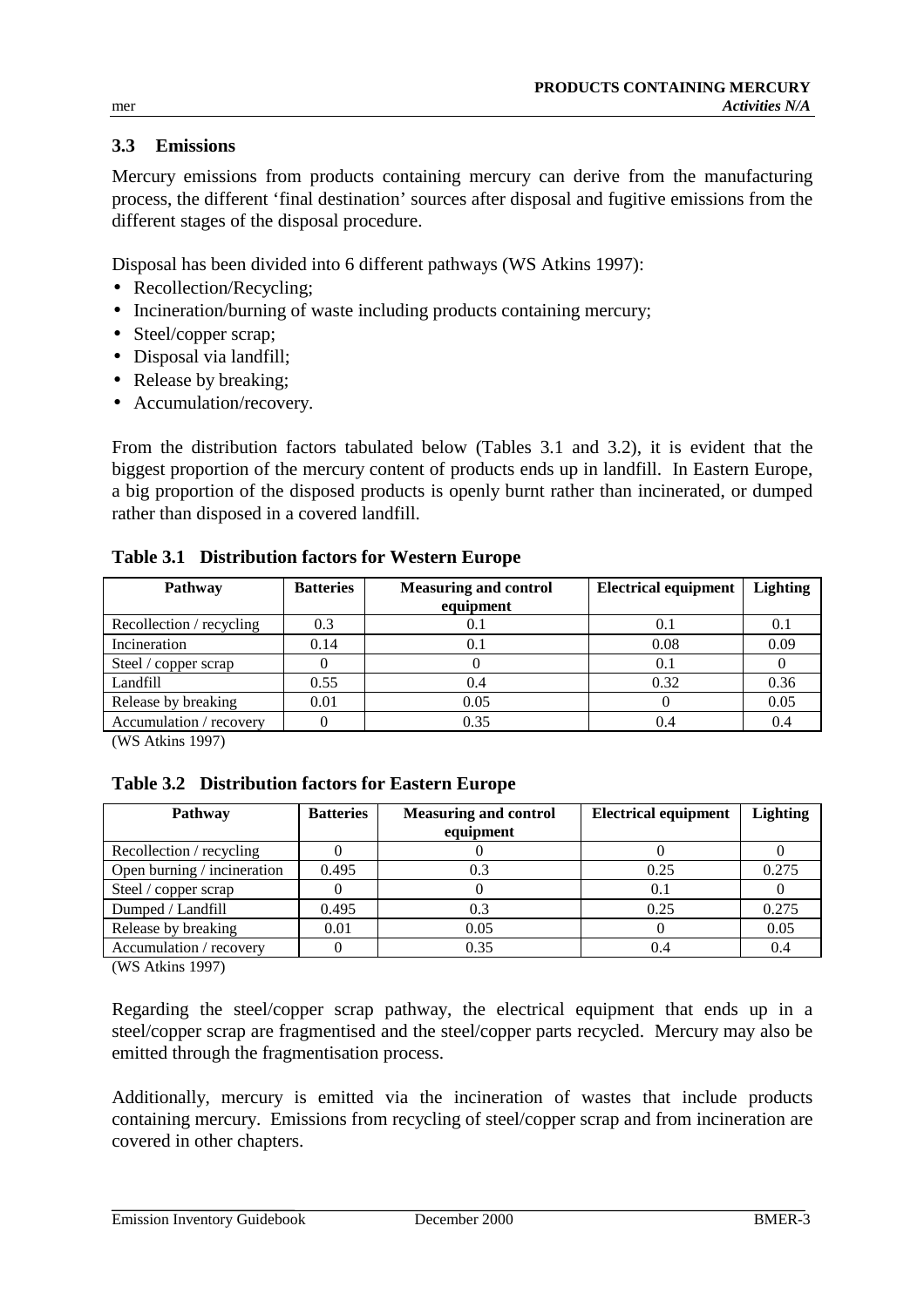### 3.3 Emissions

Mercury emissions from products containing mercury can derive from the manufacturing process, the different 'final destination' sources after disposal and fugitive emissions from the different stages of the disposal procedure.

Disposal has been divided into 6 different pathways (WS Atkins 1997):

- Recollection/Recycling;
- Incineration/burning of waste including products containing mercury;
- Steel/copper scrap;
- Disposal via landfill;
- Release by breaking;
- Accumulation/recovery.

From the distribution factors tabulated below (Tables 3.1 and 3.2), it is evident that the biggest proportion of the mercury content of products ends up in landfill. In Eastern Europe, a big proportion of the disposed products is openly burnt rather than incinerated, or dumped rather than disposed in a covered landfill.

**Table 3.1 Distribution factors for Western Europe**

| Pathway | Batteries | Measuring and control equipment | Electrical equipment | Lighting |
|---|---|---|---|---|
| Recollection / recycling | 0.3 | 0.1 | 0.1 | 0.1 |
| Incineration | 0.14 | 0.1 | 0.08 | 0.09 |
| Steel / copper scrap | 0 | 0 | 0.1 | 0 |
| Landfill | 0.55 | 0.4 | 0.32 | 0.36 |
| Release by breaking | 0.01 | 0.05 | 0 | 0.05 |
| Accumulation / recovery | 0 | 0.35 | 0.4 | 0.4 |

(WS Atkins 1997)

**Table 3.2 Distribution factors for Eastern Europe**

| Pathway | Batteries | Measuring and control equipment | Electrical equipment | Lighting |
|---|---|---|---|---|
| Recollection / recycling | 0 | 0 | 0 | 0 |
| Open burning / incineration | 0.495 | 0.3 | 0.25 | 0.275 |
| Steel / copper scrap | 0 | 0 | 0.1 | 0 |
| Dumped / Landfill | 0.495 | 0.3 | 0.25 | 0.275 |
| Release by breaking | 0.01 | 0.05 | 0 | 0.05 |
| Accumulation / recovery | 0 | 0.35 | 0.4 | 0.4 |

(WS Atkins 1997)

Regarding the steel/copper scrap pathway, the electrical equipment that ends up in a steel/copper scrap are fragmentised and the steel/copper parts recycled. Mercury may also be emitted through the fragmentisation process.

Additionally, mercury is emitted via the incineration of wastes that include products containing mercury. Emissions from recycling of steel/copper scrap and from incineration are covered in other chapters.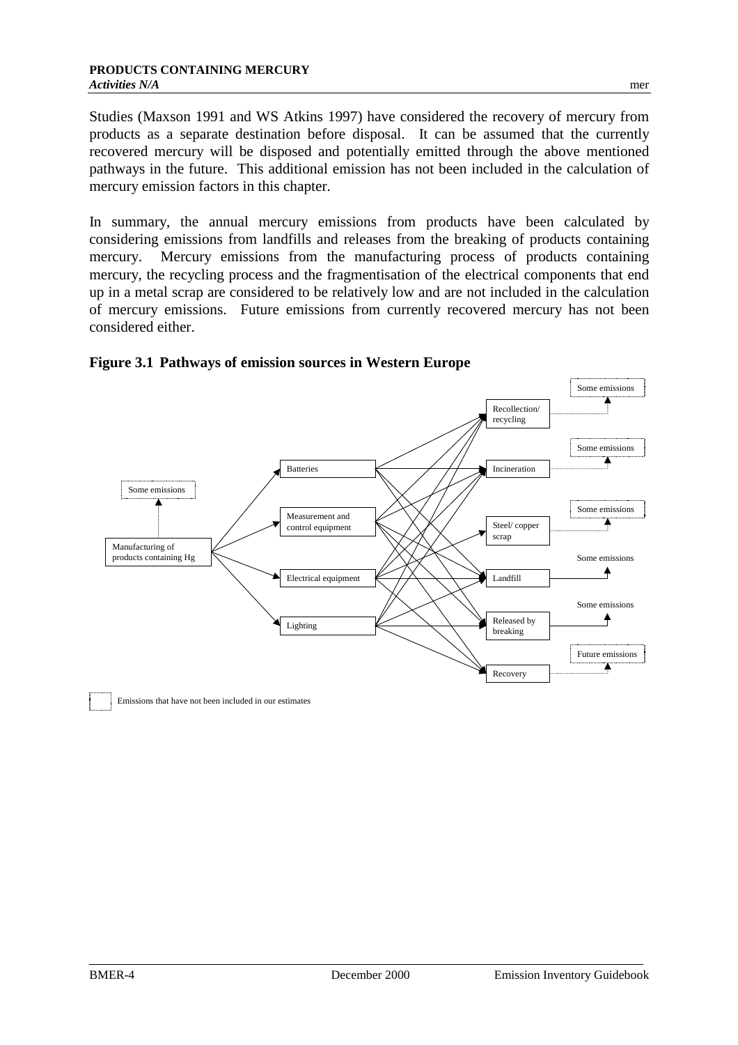Studies (Maxson 1991 and WS Atkins 1997) have considered the recovery of mercury from products as a separate destination before disposal. It can be assumed that the currently recovered mercury will be disposed and potentially emitted through the above mentioned pathways in the future. This additional emission has not been included in the calculation of mercury emission factors in this chapter.

In summary, the annual mercury emissions from products have been calculated by considering emissions from landfills and releases from the breaking of products containing mercury. Mercury emissions from the manufacturing process of products containing mercury, the recycling process and the fragmentisation of the electrical components that end up in a metal scrap are considered to be relatively low and are not included in the calculation of mercury emissions. Future emissions from currently recovered mercury has not been considered either.

**Figure 3.1 Pathways of emission sources in Western Europe**

Manufacturing of products containing Hg → Some emissions

Products: Batteries; Measurement and control equipment; Electrical equipment; Lighting

Destinations: Recollection/ recycling → Some emissions; Incineration → Some emissions; Steel/ copper scrap → Some emissions; Landfill → Some emissions; Released by breaking → Some emissions; Recovery → Future emissions

Emissions that have not been included in our estimates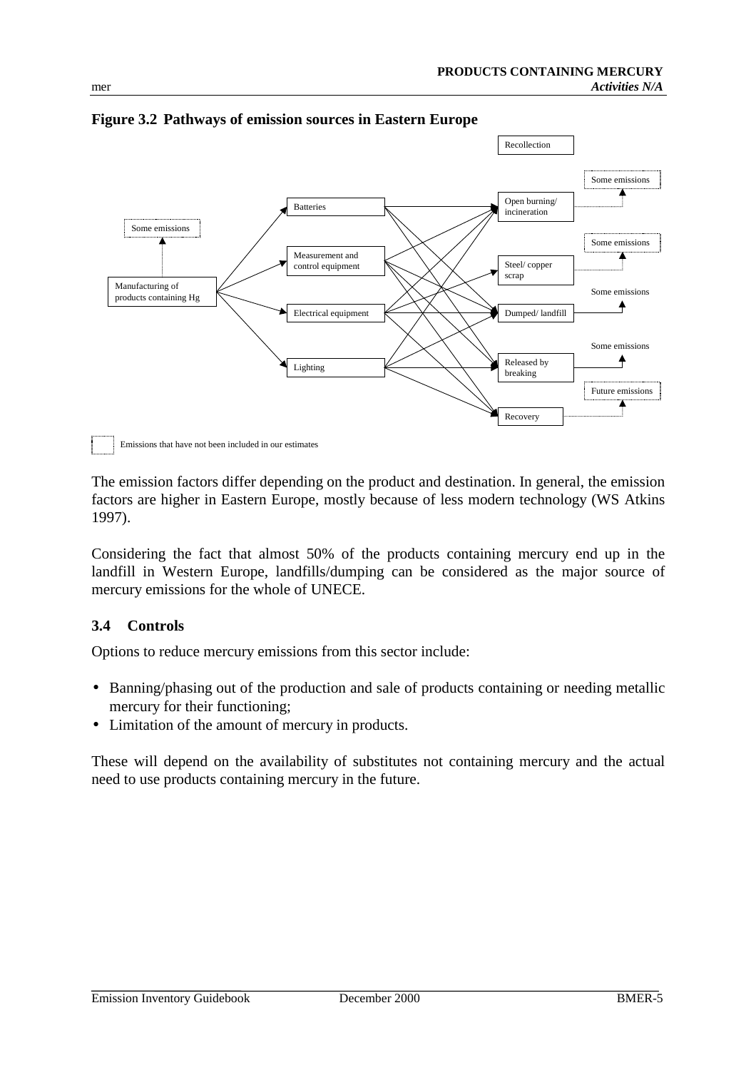**Figure 3.2 Pathways of emission sources in Eastern Europe**

Recollection

Some emissions

Batteries

Open burning/ incineration

Some emissions

Some emissions

Measurement and control equipment

Steel/ copper scrap

Manufacturing of products containing Hg

Some emissions

Electrical equipment

Dumped/ landfill

Some emissions

Lighting

Released by breaking

Future emissions

Recovery

Emissions that have not been included in our estimates

The emission factors differ depending on the product and destination. In general, the emission factors are higher in Eastern Europe, mostly because of less modern technology (WS Atkins 1997).

Considering the fact that almost 50% of the products containing mercury end up in the landfill in Western Europe, landfills/dumping can be considered as the major source of mercury emissions for the whole of UNECE.

### 3.4 Controls

Options to reduce mercury emissions from this sector include:

- Banning/phasing out of the production and sale of products containing or needing metallic mercury for their functioning;
- Limitation of the amount of mercury in products.

These will depend on the availability of substitutes not containing mercury and the actual need to use products containing mercury in the future.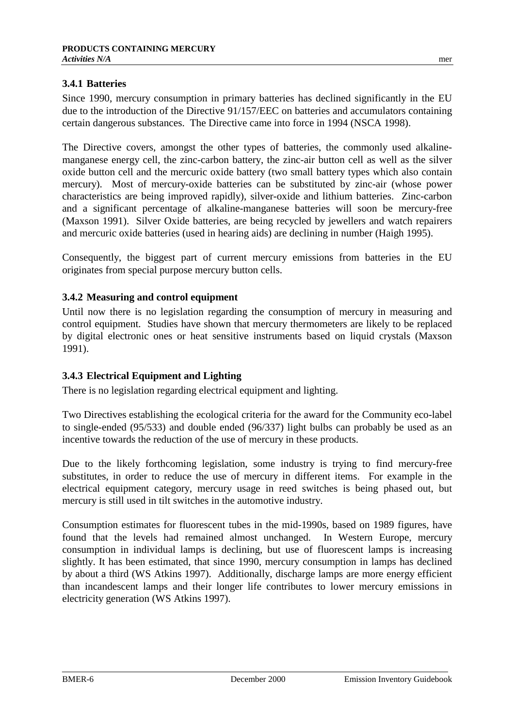### 3.4.1 Batteries

Since 1990, mercury consumption in primary batteries has declined significantly in the EU due to the introduction of the Directive 91/157/EEC on batteries and accumulators containing certain dangerous substances. The Directive came into force in 1994 (NSCA 1998).

The Directive covers, amongst the other types of batteries, the commonly used alkaline-manganese energy cell, the zinc-carbon battery, the zinc-air button cell as well as the silver oxide button cell and the mercuric oxide battery (two small battery types which also contain mercury). Most of mercury-oxide batteries can be substituted by zinc-air (whose power characteristics are being improved rapidly), silver-oxide and lithium batteries. Zinc-carbon and a significant percentage of alkaline-manganese batteries will soon be mercury-free (Maxson 1991). Silver Oxide batteries, are being recycled by jewellers and watch repairers and mercuric oxide batteries (used in hearing aids) are declining in number (Haigh 1995).

Consequently, the biggest part of current mercury emissions from batteries in the EU originates from special purpose mercury button cells.

### 3.4.2 Measuring and control equipment

Until now there is no legislation regarding the consumption of mercury in measuring and control equipment. Studies have shown that mercury thermometers are likely to be replaced by digital electronic ones or heat sensitive instruments based on liquid crystals (Maxson 1991).

### 3.4.3 Electrical Equipment and Lighting

There is no legislation regarding electrical equipment and lighting.

Two Directives establishing the ecological criteria for the award for the Community eco-label to single-ended (95/533) and double ended (96/337) light bulbs can probably be used as an incentive towards the reduction of the use of mercury in these products.

Due to the likely forthcoming legislation, some industry is trying to find mercury-free substitutes, in order to reduce the use of mercury in different items. For example in the electrical equipment category, mercury usage in reed switches is being phased out, but mercury is still used in tilt switches in the automotive industry.

Consumption estimates for fluorescent tubes in the mid-1990s, based on 1989 figures, have found that the levels had remained almost unchanged. In Western Europe, mercury consumption in individual lamps is declining, but use of fluorescent lamps is increasing slightly. It has been estimated, that since 1990, mercury consumption in lamps has declined by about a third (WS Atkins 1997). Additionally, discharge lamps are more energy efficient than incandescent lamps and their longer life contributes to lower mercury emissions in electricity generation (WS Atkins 1997).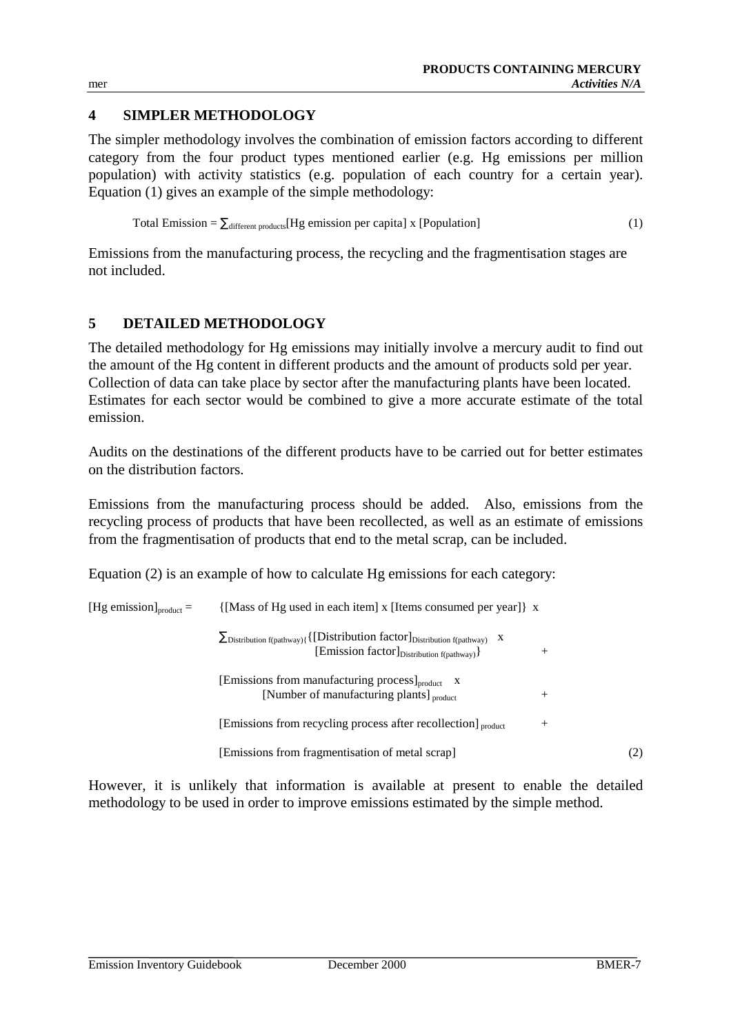## 4 SIMPLER METHODOLOGY

The simpler methodology involves the combination of emission factors according to different category from the four product types mentioned earlier (e.g. Hg emissions per million population) with activity statistics (e.g. population of each country for a certain year). Equation (1) gives an example of the simple methodology:

$$\text{Total Emission} = \sum_{\text{different products}} [\text{Hg emission per capita}] \times [\text{Population}] \qquad (1)$$

Emissions from the manufacturing process, the recycling and the fragmentisation stages are not included.

## 5 DETAILED METHODOLOGY

The detailed methodology for Hg emissions may initially involve a mercury audit to find out the amount of the Hg content in different products and the amount of products sold per year. Collection of data can take place by sector after the manufacturing plants have been located. Estimates for each sector would be combined to give a more accurate estimate of the total emission.

Audits on the destinations of the different products have to be carried out for better estimates on the distribution factors.

Emissions from the manufacturing process should be added. Also, emissions from the recycling process of products that have been recollected, as well as an estimate of emissions from the fragmentisation of products that end to the metal scrap, can be included.

Equation (2) is an example of how to calculate Hg emissions for each category:

$$\begin{aligned}
[\text{Hg emission}]_{\text{product}} = \; & \{[\text{Mass of Hg used in each item}] \times [\text{Items consumed per year}]\} \times \\
& \sum_{\text{Distribution f(pathway)}} \{[\text{Distribution factor}]_{\text{Distribution f(pathway)}} \times [\text{Emission factor}]_{\text{Distribution f(pathway)}}\} \; + \\
& [\text{Emissions from manufacturing process}]_{\text{product}} \times [\text{Number of manufacturing plants}]_{\text{product}} \; + \\
& [\text{Emissions from recycling process after recollection}]_{\text{product}} \; + \\
& [\text{Emissions from fragmentisation of metal scrap}] \qquad (2)
\end{aligned}$$

However, it is unlikely that information is available at present to enable the detailed methodology to be used in order to improve emissions estimated by the simple method.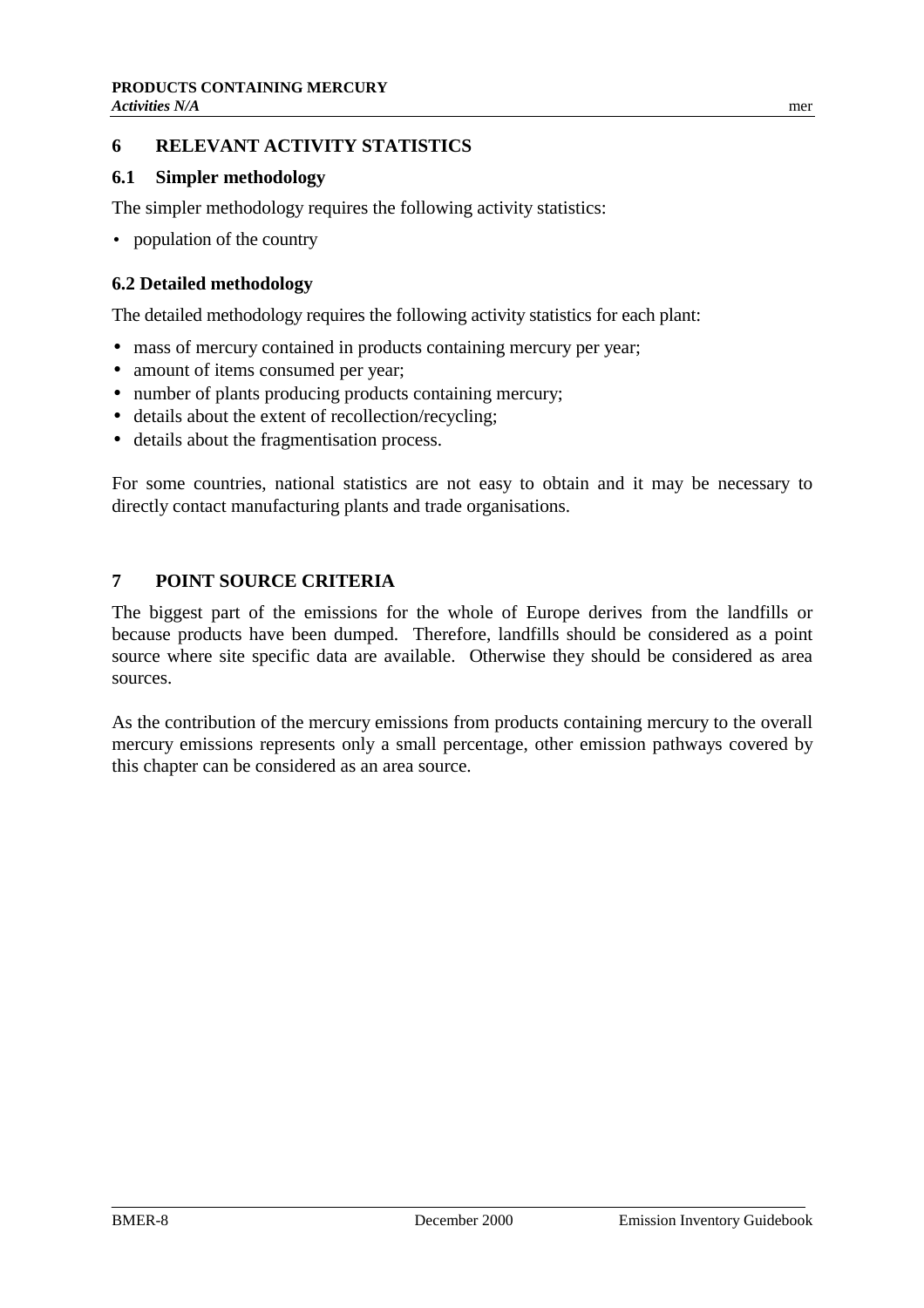## 6 RELEVANT ACTIVITY STATISTICS

### 6.1 Simpler methodology

The simpler methodology requires the following activity statistics:

- population of the country

### 6.2 Detailed methodology

The detailed methodology requires the following activity statistics for each plant:

- mass of mercury contained in products containing mercury per year;
- amount of items consumed per year;
- number of plants producing products containing mercury;
- details about the extent of recollection/recycling;
- details about the fragmentisation process.

For some countries, national statistics are not easy to obtain and it may be necessary to directly contact manufacturing plants and trade organisations.

## 7 POINT SOURCE CRITERIA

The biggest part of the emissions for the whole of Europe derives from the landfills or because products have been dumped. Therefore, landfills should be considered as a point source where site specific data are available. Otherwise they should be considered as area sources.

As the contribution of the mercury emissions from products containing mercury to the overall mercury emissions represents only a small percentage, other emission pathways covered by this chapter can be considered as an area source.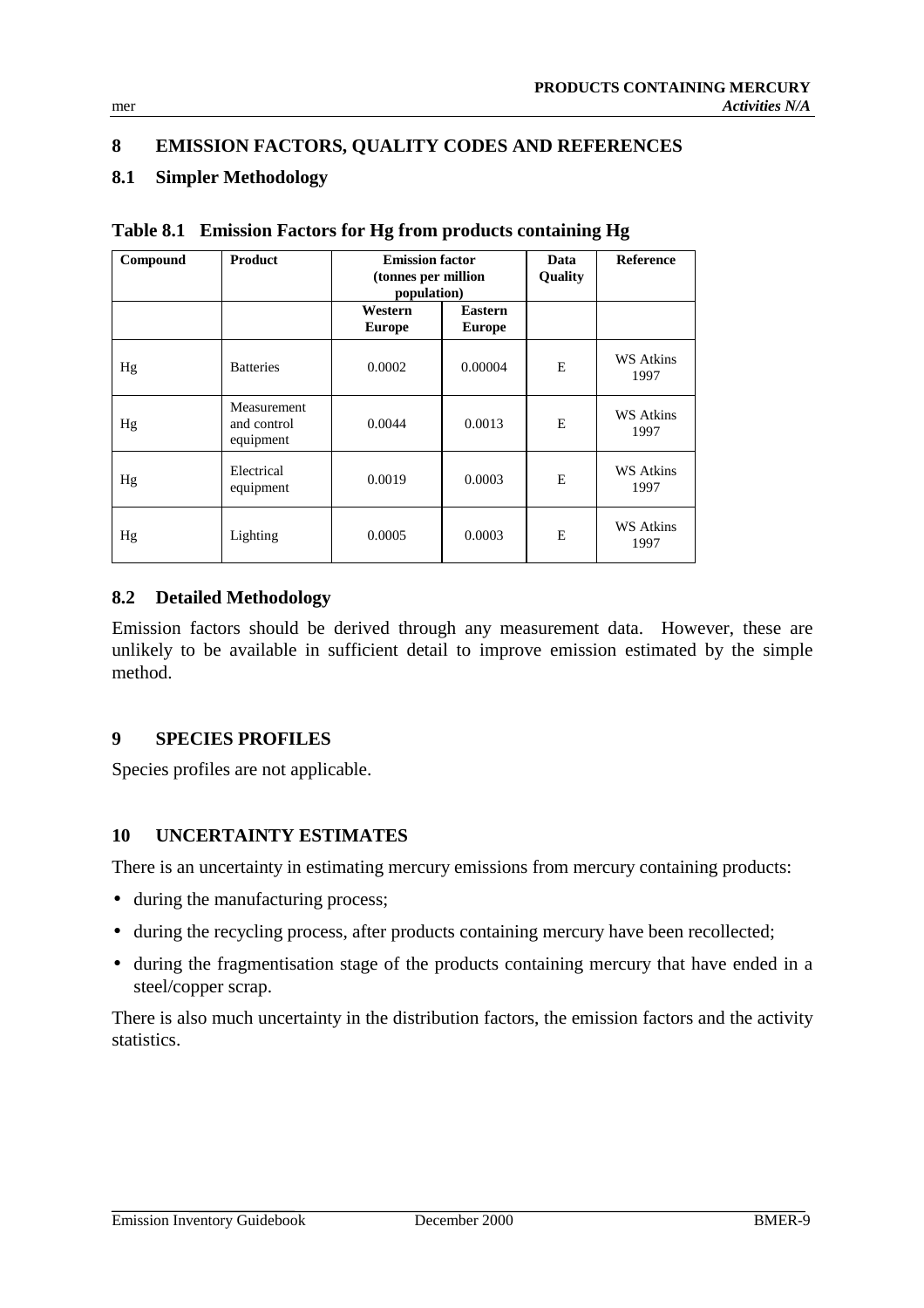## 8 EMISSION FACTORS, QUALITY CODES AND REFERENCES

### 8.1 Simpler Methodology

**Table 8.1 Emission Factors for Hg from products containing Hg**

| Compound | Product | Emission factor (tonnes per million population) | | Data Quality | Reference |
|---|---|---|---|---|---|
| | | Western Europe | Eastern Europe | | |
| Hg | Batteries | 0.0002 | 0.00004 | E | WS Atkins 1997 |
| Hg | Measurement and control equipment | 0.0044 | 0.0013 | E | WS Atkins 1997 |
| Hg | Electrical equipment | 0.0019 | 0.0003 | E | WS Atkins 1997 |
| Hg | Lighting | 0.0005 | 0.0003 | E | WS Atkins 1997 |

### 8.2 Detailed Methodology

Emission factors should be derived through any measurement data. However, these are unlikely to be available in sufficient detail to improve emission estimated by the simple method.

## 9 SPECIES PROFILES

Species profiles are not applicable.

## 10 UNCERTAINTY ESTIMATES

There is an uncertainty in estimating mercury emissions from mercury containing products:

- during the manufacturing process;
- during the recycling process, after products containing mercury have been recollected;
- during the fragmentisation stage of the products containing mercury that have ended in a steel/copper scrap.

There is also much uncertainty in the distribution factors, the emission factors and the activity statistics.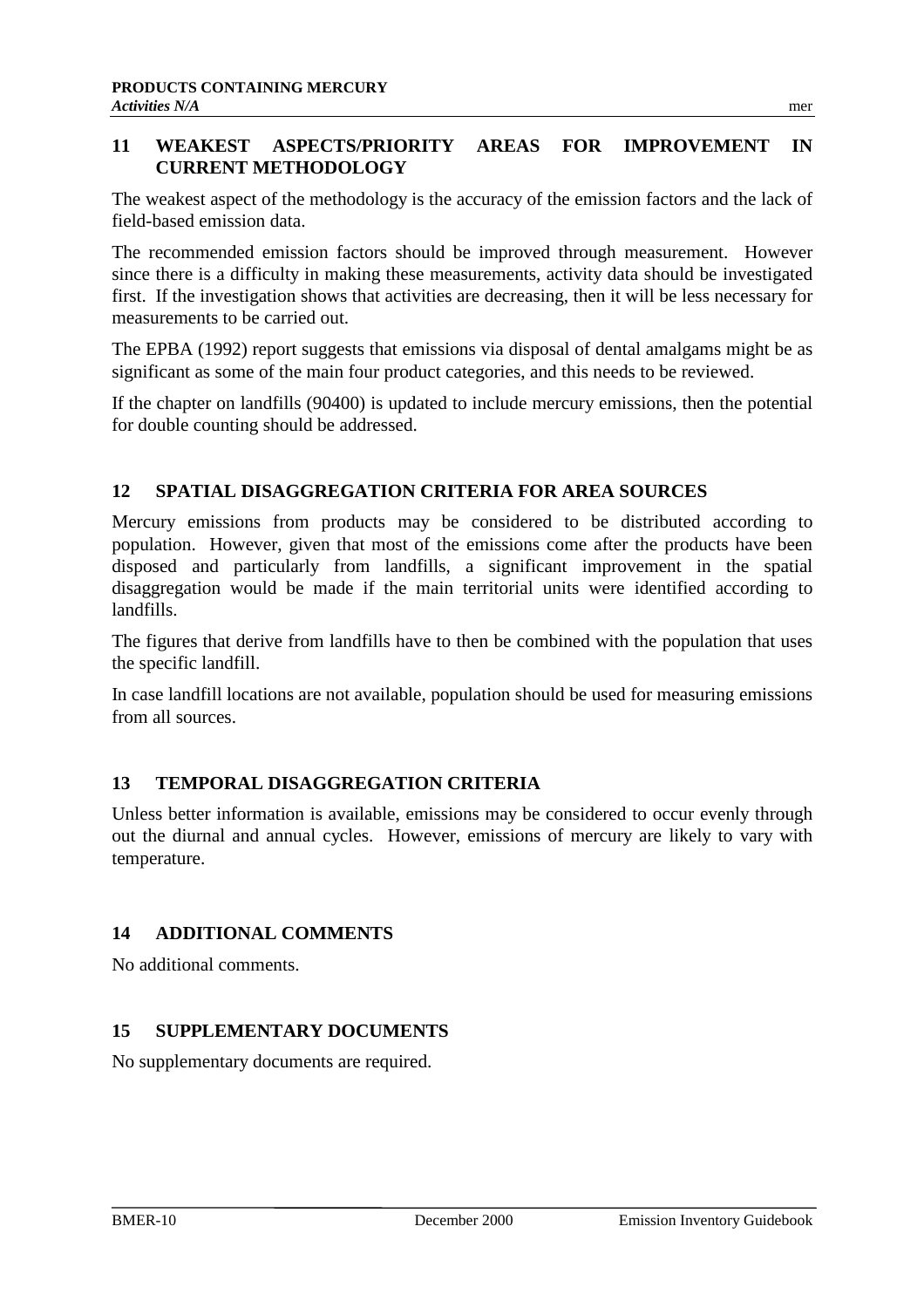## 11 WEAKEST ASPECTS/PRIORITY AREAS FOR IMPROVEMENT IN CURRENT METHODOLOGY

The weakest aspect of the methodology is the accuracy of the emission factors and the lack of field-based emission data.

The recommended emission factors should be improved through measurement. However since there is a difficulty in making these measurements, activity data should be investigated first. If the investigation shows that activities are decreasing, then it will be less necessary for measurements to be carried out.

The EPBA (1992) report suggests that emissions via disposal of dental amalgams might be as significant as some of the main four product categories, and this needs to be reviewed.

If the chapter on landfills (90400) is updated to include mercury emissions, then the potential for double counting should be addressed.

## 12 SPATIAL DISAGGREGATION CRITERIA FOR AREA SOURCES

Mercury emissions from products may be considered to be distributed according to population. However, given that most of the emissions come after the products have been disposed and particularly from landfills, a significant improvement in the spatial disaggregation would be made if the main territorial units were identified according to landfills.

The figures that derive from landfills have to then be combined with the population that uses the specific landfill.

In case landfill locations are not available, population should be used for measuring emissions from all sources.

## 13 TEMPORAL DISAGGREGATION CRITERIA

Unless better information is available, emissions may be considered to occur evenly through out the diurnal and annual cycles. However, emissions of mercury are likely to vary with temperature.

## 14 ADDITIONAL COMMENTS

No additional comments.

## 15 SUPPLEMENTARY DOCUMENTS

No supplementary documents are required.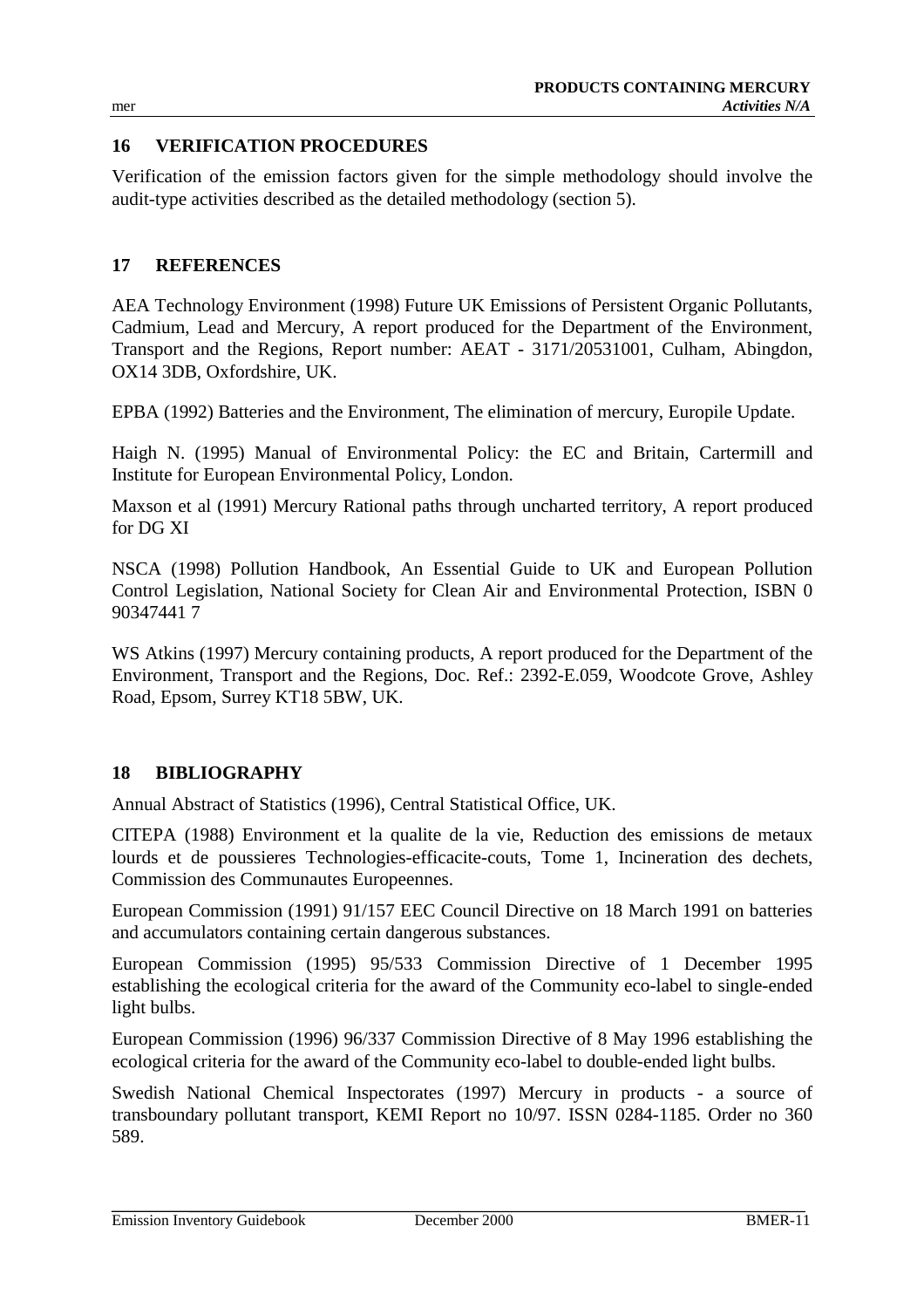## 16 VERIFICATION PROCEDURES

Verification of the emission factors given for the simple methodology should involve the audit-type activities described as the detailed methodology (section 5).

## 17 REFERENCES

AEA Technology Environment (1998) Future UK Emissions of Persistent Organic Pollutants, Cadmium, Lead and Mercury, A report produced for the Department of the Environment, Transport and the Regions, Report number: AEAT - 3171/20531001, Culham, Abingdon, OX14 3DB, Oxfordshire, UK.

EPBA (1992) Batteries and the Environment, The elimination of mercury, Europile Update.

Haigh N. (1995) Manual of Environmental Policy: the EC and Britain, Cartermill and Institute for European Environmental Policy, London.

Maxson et al (1991) Mercury Rational paths through uncharted territory, A report produced for DG XI

NSCA (1998) Pollution Handbook, An Essential Guide to UK and European Pollution Control Legislation, National Society for Clean Air and Environmental Protection, ISBN 0 90347441 7

WS Atkins (1997) Mercury containing products, A report produced for the Department of the Environment, Transport and the Regions, Doc. Ref.: 2392-E.059, Woodcote Grove, Ashley Road, Epsom, Surrey KT18 5BW, UK.

## 18 BIBLIOGRAPHY

Annual Abstract of Statistics (1996), Central Statistical Office, UK.

CITEPA (1988) Environment et la qualite de la vie, Reduction des emissions de metaux lourds et de poussieres Technologies-efficacite-couts, Tome 1, Incineration des dechets, Commission des Communautes Europeennes.

European Commission (1991) 91/157 EEC Council Directive on 18 March 1991 on batteries and accumulators containing certain dangerous substances.

European Commission (1995) 95/533 Commission Directive of 1 December 1995 establishing the ecological criteria for the award of the Community eco-label to single-ended light bulbs.

European Commission (1996) 96/337 Commission Directive of 8 May 1996 establishing the ecological criteria for the award of the Community eco-label to double-ended light bulbs.

Swedish National Chemical Inspectorates (1997) Mercury in products - a source of transboundary pollutant transport, KEMI Report no 10/97. ISSN 0284-1185. Order no 360 589.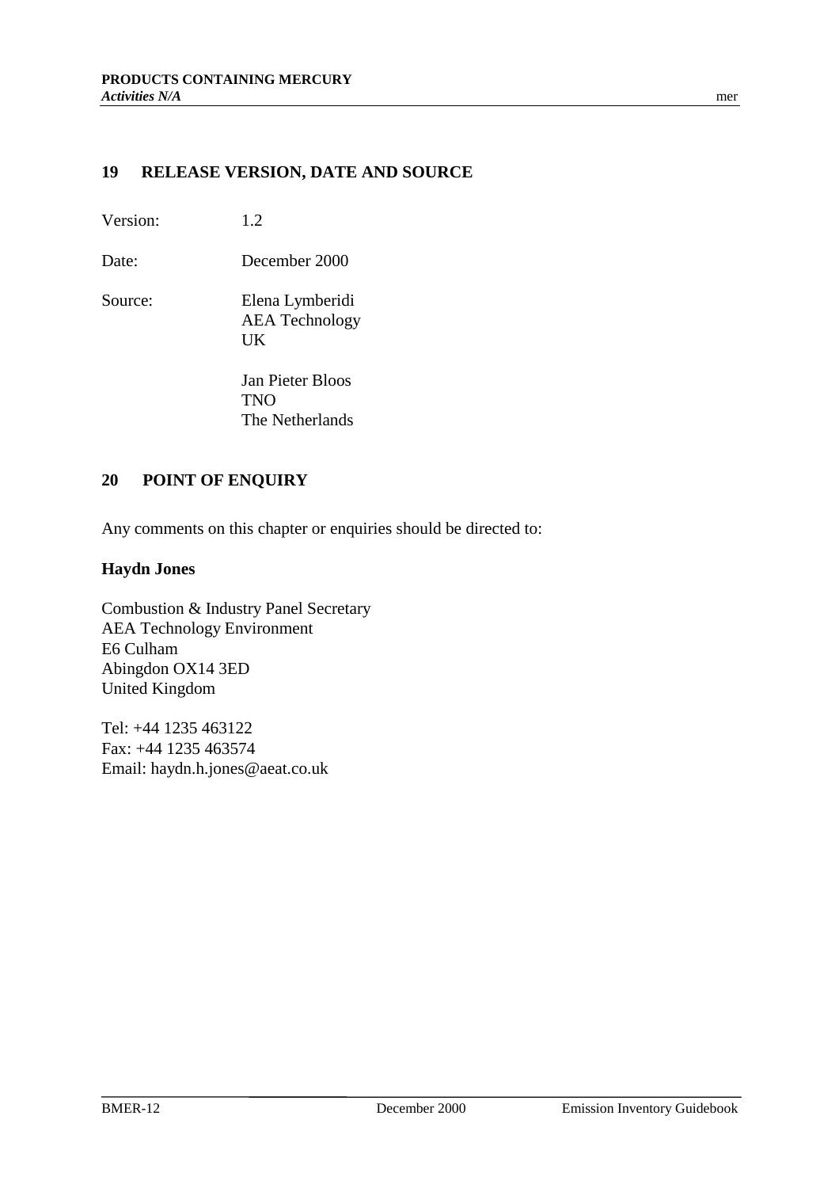## 19 RELEASE VERSION, DATE AND SOURCE

Version: 1.2

Date: December 2000

Source: Elena Lymberidi
AEA Technology
UK

Jan Pieter Bloos
TNO
The Netherlands

## 20 POINT OF ENQUIRY

Any comments on this chapter or enquiries should be directed to:

**Haydn Jones**

Combustion & Industry Panel Secretary
AEA Technology Environment
E6 Culham
Abingdon OX14 3ED
United Kingdom

Tel: +44 1235 463122
Fax: +44 1235 463574
Email: haydn.h.jones@aeat.co.uk